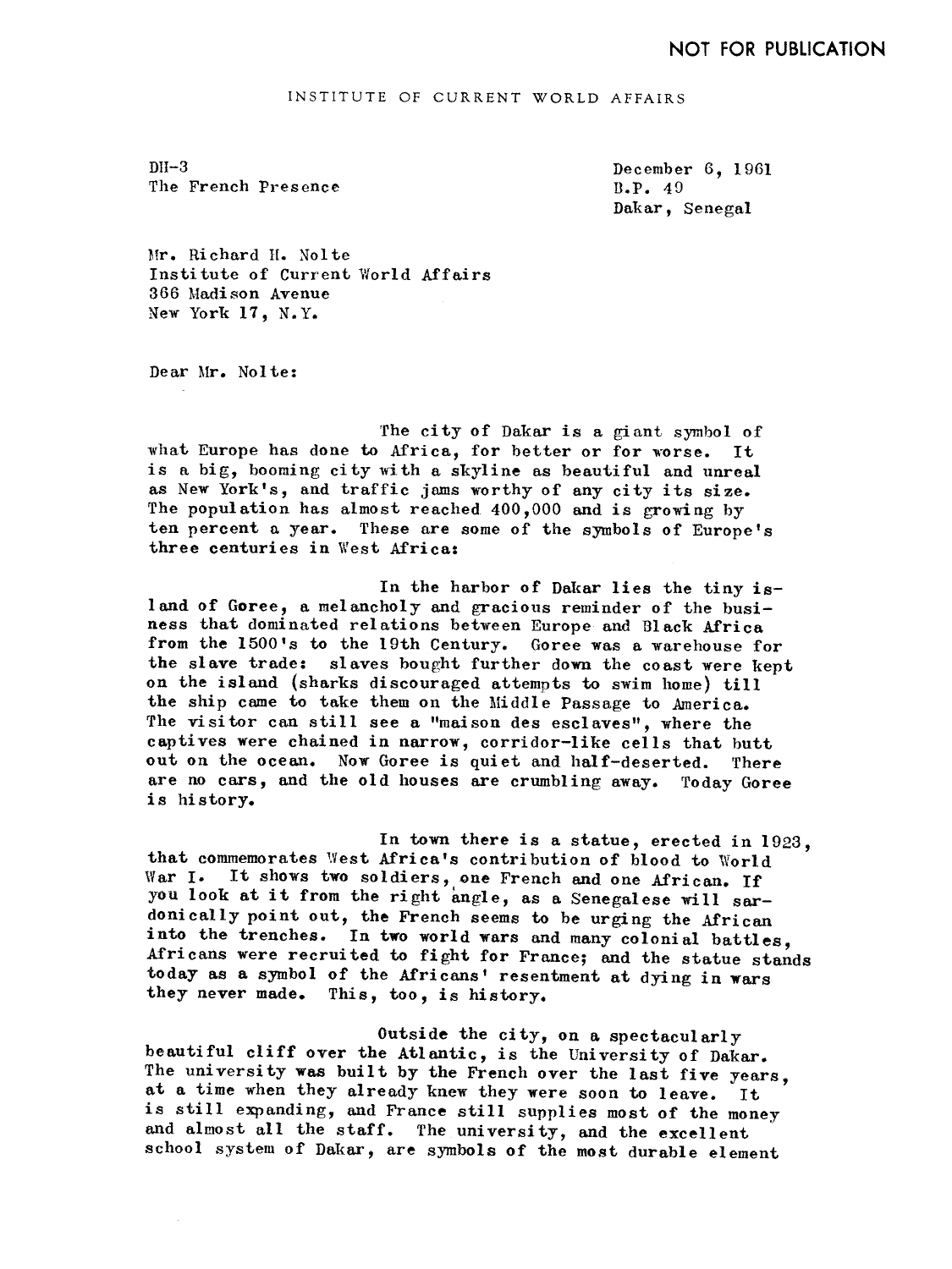NOT FOR PUBLICATION

INSTITUTE OF CURRENT WORLD AFFAIRS

DH-3
The French Presence

December 6, 1961
B.P. 49
Dakar, Senegal

Mr. Richard H. Nolte
Institute of Current World Affairs
366 Madison Avenue
New York 17, N.Y.

Dear Mr. Nolte:

The city of Dakar is a giant symbol of what Europe has done to Africa, for better or for worse. It is a big, booming city with a skyline as beautiful and unreal as New York's, and traffic jams worthy of any city its size. The population has almost reached 400,000 and is growing by ten percent a year. These are some of the symbols of Europe's three centuries in West Africa:

In the harbor of Dakar lies the tiny island of Goree, a melancholy and gracious reminder of the business that dominated relations between Europe and Black Africa from the 1500's to the 19th Century. Goree was a warehouse for the slave trade: slaves bought further down the coast were kept on the island (sharks discouraged attempts to swim home) till the ship came to take them on the Middle Passage to America. The visitor can still see a "maison des esclaves", where the captives were chained in narrow, corridor-like cells that butt out on the ocean. Now Goree is quiet and half-deserted. There are no cars, and the old houses are crumbling away. Today Goree is history.

In town there is a statue, erected in 1923, that commemorates West Africa's contribution of blood to World War I. It shows two soldiers, one French and one African. If you look at it from the right angle, as a Senegalese will sardonically point out, the French seems to be urging the African into the trenches. In two world wars and many colonial battles, Africans were recruited to fight for France; and the statue stands today as a symbol of the Africans' resentment at dying in wars they never made. This, too, is history.

Outside the city, on a spectacularly beautiful cliff over the Atlantic, is the University of Dakar. The university was built by the French over the last five years, at a time when they already knew they were soon to leave. It is still expanding, and France still supplies most of the money and almost all the staff. The university, and the excellent school system of Dakar, are symbols of the most durable element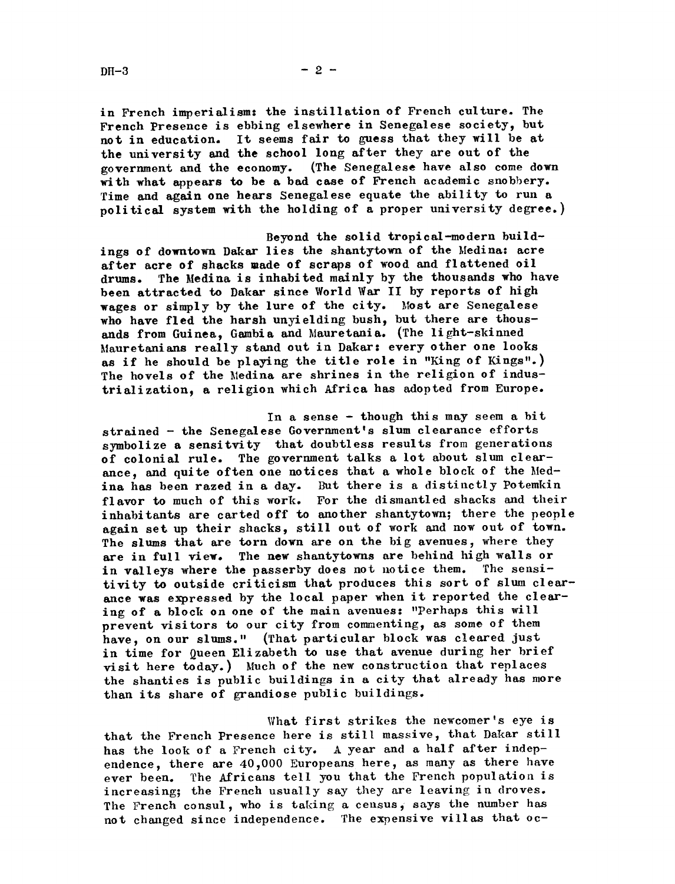in French imperialism: the instillation of French culture. The French Presence is ebbing elsewhere in Senegalese society, but not in education. It seems fair to guess that they will be at the university and the school long after they are out of the government and the economy. (The Senegalese have also come down with what appears to be a bad case of French academic snobbery. Time and again one hears Senegalese equate the ability to run a political system with the holding of a proper university degree.)

Beyond the solid tropical-modern buildings of downtown Dakar lies the shantytown of the Medina: acre after acre of shacks made of scraps of wood and flattened oil drums. The Medina is inhabited mainly by the thousands who have been attracted to Dakar since World War II by reports of high wages or simply by the lure of the city. Most are Senegalese who have fled the harsh unyielding bush, but there are thousands from Guinea, Gambia and Mauretania. (The light-skinned Mauretanians really stand out in Dakar: every other one looks as if he should be playing the title role in "King of Kings".) The hovels of the Medina are shrines in the religion of industrialization, a religion which Africa has adopted from Europe.

In a sense - though this may seem a bit strained - the Senegalese Government's slum clearance efforts symbolize a sensitvity that doubtless results from generations of colonial rule. The government talks a lot about slum clearance, and quite often one notices that a whole block of the Medina has been razed in a day. But there is a distinctly Potemkin flavor to much of this work. For the dismantled shacks and their inhabitants are carted off to another shantytown; there the people again set up their shacks, still out of work and now out of town. The slums that are torn down are on the big avenues, where they are in full view. The new shantytowns are behind high walls or in valleys where the passerby does not notice them. The sensitivity to outside criticism that produces this sort of slum clearance was expressed by the local paper when it reported the clearing of a block on one of the main avenues: "Perhaps this will prevent visitors to our city from commenting, as some of them have, on our slums." (That particular block was cleared just in time for Queen Elizabeth to use that avenue during her brief visit here today.) Much of the new construction that replaces the shanties is public buildings in a city that already has more than its share of grandiose public buildings.

What first strikes the newcomer's eye is that the French Presence here is still massive, that Dakar still has the look of a French city. A year and a half after independence, there are 40,000 Europeans here, as many as there have ever been. The Africans tell you that the French population is increasing; the French usually say they are leaving in droves. The French consul, who is taking a census, says the number has not changed since independence. The expensive villas that oc-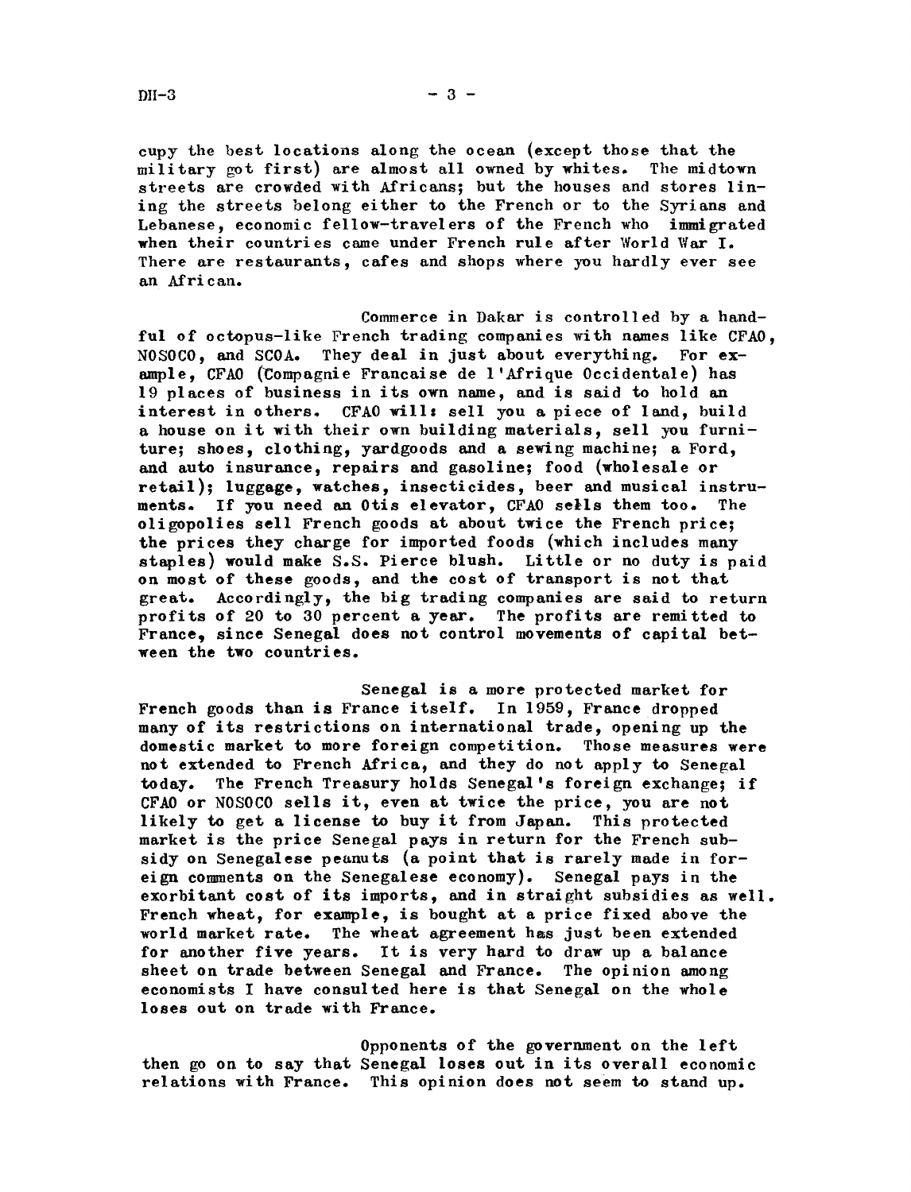cupy the best locations along the ocean (except those that the military got first) are almost all owned by whites. The midtown streets are crowded with Africans; but the houses and stores lining the streets belong either to the French or to the Syrians and Lebanese, economic fellow-travelers of the French who immigrated when their countries came under French rule after World War I. There are restaurants, cafes and shops where you hardly ever see an African.

Commerce in Dakar is controlled by a handful of octopus-like French trading companies with names like CFAO, NOSOCO, and SCOA. They deal in just about everything. For example, CFAO (Compagnie Francaise de l'Afrique Occidentale) has 19 places of business in its own name, and is said to hold an interest in others. CFAO will: sell you a piece of land, build a house on it with their own building materials, sell you furniture; shoes, clothing, yardgoods and a sewing machine; a Ford, and auto insurance, repairs and gasoline; food (wholesale or retail); luggage, watches, insecticides, beer and musical instruments. If you need an Otis elevator, CFAO sells them too. The oligopolies sell French goods at about twice the French price; the prices they charge for imported foods (which includes many staples) would make S.S. Pierce blush. Little or no duty is paid on most of these goods, and the cost of transport is not that great. Accordingly, the big trading companies are said to return profits of 20 to 30 percent a year. The profits are remitted to France, since Senegal does not control movements of capital between the two countries.

Senegal is a more protected market for French goods than is France itself. In 1959, France dropped many of its restrictions on international trade, opening up the domestic market to more foreign competition. Those measures were not extended to French Africa, and they do not apply to Senegal today. The French Treasury holds Senegal's foreign exchange; if CFAO or NOSOCO sells it, even at twice the price, you are not likely to get a license to buy it from Japan. This protected market is the price Senegal pays in return for the French subsidy on Senegalese peanuts (a point that is rarely made in foreign comments on the Senegalese economy). Senegal pays in the exorbitant cost of its imports, and in straight subsidies as well. French wheat, for example, is bought at a price fixed above the world market rate. The wheat agreement has just been extended for another five years. It is very hard to draw up a balance sheet on trade between Senegal and France. The opinion among economists I have consulted here is that Senegal on the whole loses out on trade with France.

Opponents of the government on the left then go on to say that Senegal loses out in its overall economic relations with France. This opinion does not seem to stand up.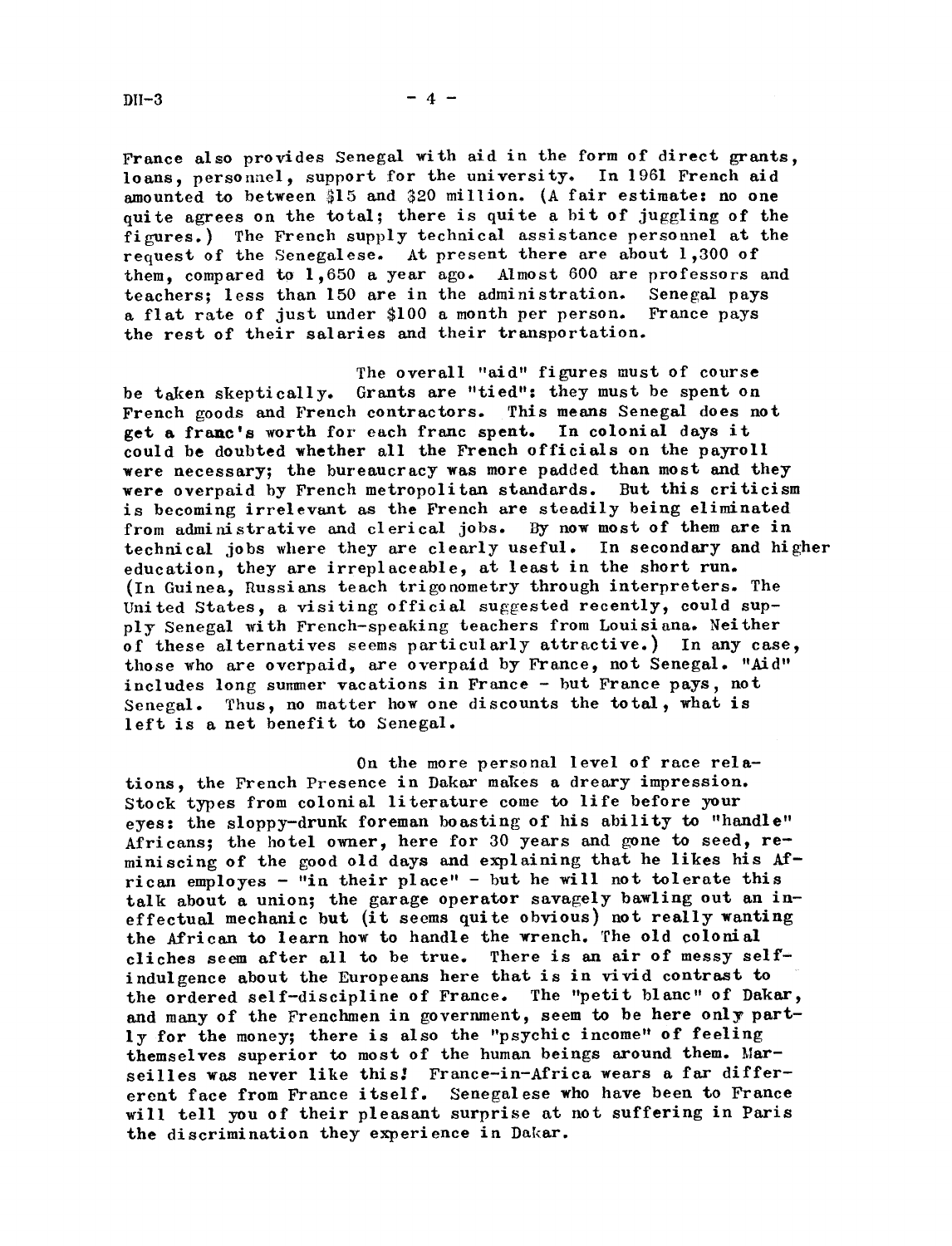France also provides Senegal with aid in the form of direct grants, loans, personnel, support for the university. In 1961 French aid amounted to between $15 and $20 million. (A fair estimate: no one quite agrees on the total; there is quite a bit of juggling of the figures.) The French supply technical assistance personnel at the request of the Senegalese. At present there are about 1,300 of them, compared to 1,650 a year ago. Almost 600 are professors and teachers; less than 150 are in the administration. Senegal pays a flat rate of just under $100 a month per person. France pays the rest of their salaries and their transportation.

The overall "aid" figures must of course be taken skeptically. Grants are "tied": they must be spent on French goods and French contractors. This means Senegal does not get a franc's worth for each franc spent. In colonial days it could be doubted whether all the French officials on the payroll were necessary; the bureaucracy was more padded than most and they were overpaid by French metropolitan standards. But this criticism is becoming irrelevant as the French are steadily being eliminated from administrative and clerical jobs. By now most of them are in technical jobs where they are clearly useful. In secondary and higher education, they are irreplaceable, at least in the short run. (In Guinea, Russians teach trigonometry through interpreters. The United States, a visiting official suggested recently, could supply Senegal with French-speaking teachers from Louisiana. Neither of these alternatives seems particularly attractive.) In any case, those who are overpaid, are overpaid by France, not Senegal. "Aid" includes long summer vacations in France - but France pays, not Senegal. Thus, no matter how one discounts the total, what is left is a net benefit to Senegal.

On the more personal level of race relations, the French Presence in Dakar makes a dreary impression. Stock types from colonial literature come to life before your eyes: the sloppy-drunk foreman boasting of his ability to "handle" Africans; the hotel owner, here for 30 years and gone to seed, reminiscing of the good old days and explaining that he likes his African employes - "in their place" - but he will not tolerate this talk about a union; the garage operator savagely bawling out an ineffectual mechanic but (it seems quite obvious) not really wanting the African to learn how to handle the wrench. The old colonial cliches seem after all to be true. There is an air of messy self-indulgence about the Europeans here that is in vivid contrast to the ordered self-discipline of France. The "petit blanc" of Dakar, and many of the Frenchmen in government, seem to be here only partly for the money; there is also the "psychic income" of feeling themselves superior to most of the human beings around them. Marseilles was never like this! France-in-Africa wears a far differerent face from France itself. Senegalese who have been to France will tell you of their pleasant surprise at not suffering in Paris the discrimination they experience in Dakar.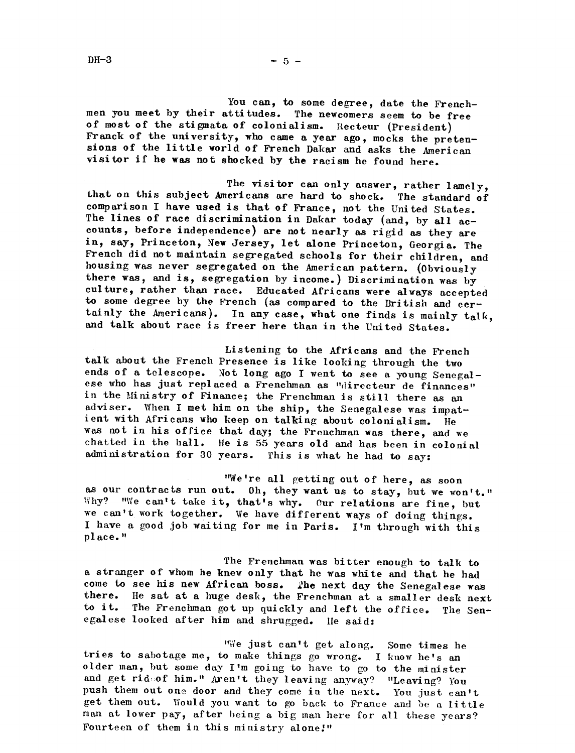You can, to some degree, date the Frenchmen you meet by their attitudes. The newcomers seem to be free of most of the stigmata of colonialism. Recteur (President) Franck of the university, who came a year ago, mocks the pretensions of the little world of French Dakar and asks the American visitor if he was not shocked by the racism he found here.

The visitor can only answer, rather lamely, that on this subject Americans are hard to shock. The standard of comparison I have used is that of France, not the United States. The lines of race discrimination in Dakar today (and, by all accounts, before independence) are not nearly as rigid as they are in, say, Princeton, New Jersey, let alone Princeton, Georgia. The French did not maintain segregated schools for their children, and housing was never segregated on the American pattern. (Obviously there was, and is, segregation by income.) Discrimination was by culture, rather than race. Educated Africans were always accepted to some degree by the French (as compared to the British and certainly the Americans). In any case, what one finds is mainly talk, and talk about race is freer here than in the United States.

Listening to the Africans and the French talk about the French Presence is like looking through the two ends of a telescope. Not long ago I went to see a young Senegalese who has just replaced a Frenchman as "directeur de finances" in the Ministry of Finance; the Frenchman is still there as an adviser. When I met him on the ship, the Senegalese was impatient with Africans who keep on talking about colonialism. He was not in his office that day; the Frenchman was there, and we chatted in the hall. He is 55 years old and has been in colonial administration for 30 years. This is what he had to say:

"We're all getting out of here, as soon as our contracts run out. Oh, they want us to stay, but we won't." Why? "We can't take it, that's why. Our relations are fine, but we can't work together. We have different ways of doing things. I have a good job waiting for me in Paris. I'm through with this place."

The Frenchman was bitter enough to talk to a stranger of whom he knew only that he was white and that he had come to see his new African boss. The next day the Senegalese was there. He sat at a huge desk, the Frenchman at a smaller desk next to it. The Frenchman got up quickly and left the office. The Senegalese looked after him and shrugged. He said:

"We just can't get along. Some times he tries to sabotage me, to make things go wrong. I know he's an older man, but some day I'm going to have to go to the minister and get rid of him." Aren't they leaving anyway? "Leaving? You push them out one door and they come in the next. You just can't get them out. Would you want to go back to France and be a little man at lower pay, after being a big man here for all these years? Fourteen of them in this ministry alone!"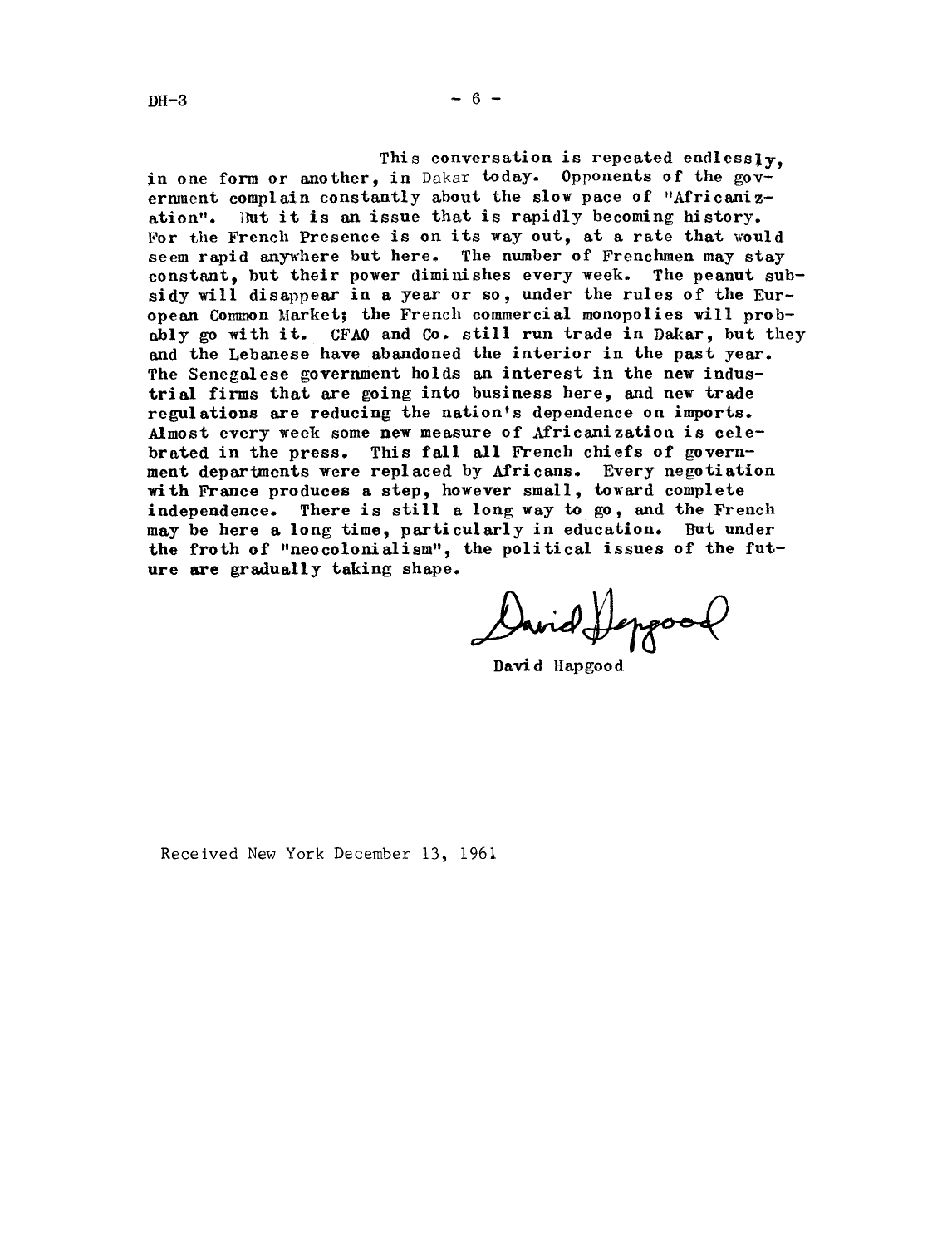This conversation is repeated endlessly, in one form or another, in Dakar today. Opponents of the government complain constantly about the slow pace of "Africanization". But it is an issue that is rapidly becoming history. For the French Presence is on its way out, at a rate that would seem rapid anywhere but here. The number of Frenchmen may stay constant, but their power diminishes every week. The peanut subsidy will disappear in a year or so, under the rules of the European Common Market; the French commercial monopolies will probably go with it. CFAO and Co. still run trade in Dakar, but they and the Lebanese have abandoned the interior in the past year. The Senegalese government holds an interest in the new industrial firms that are going into business here, and new trade regulations are reducing the nation's dependence on imports. Almost every week some new measure of Africanization is celebrated in the press. This fall all French chiefs of government departments were replaced by Africans. Every negotiation with France produces a step, however small, toward complete independence. There is still a long way to go, and the French may be here a long time, particularly in education. But under the froth of "neocolonialism", the political issues of the future are gradually taking shape.

David Hapgood

Received New York December 13, 1961